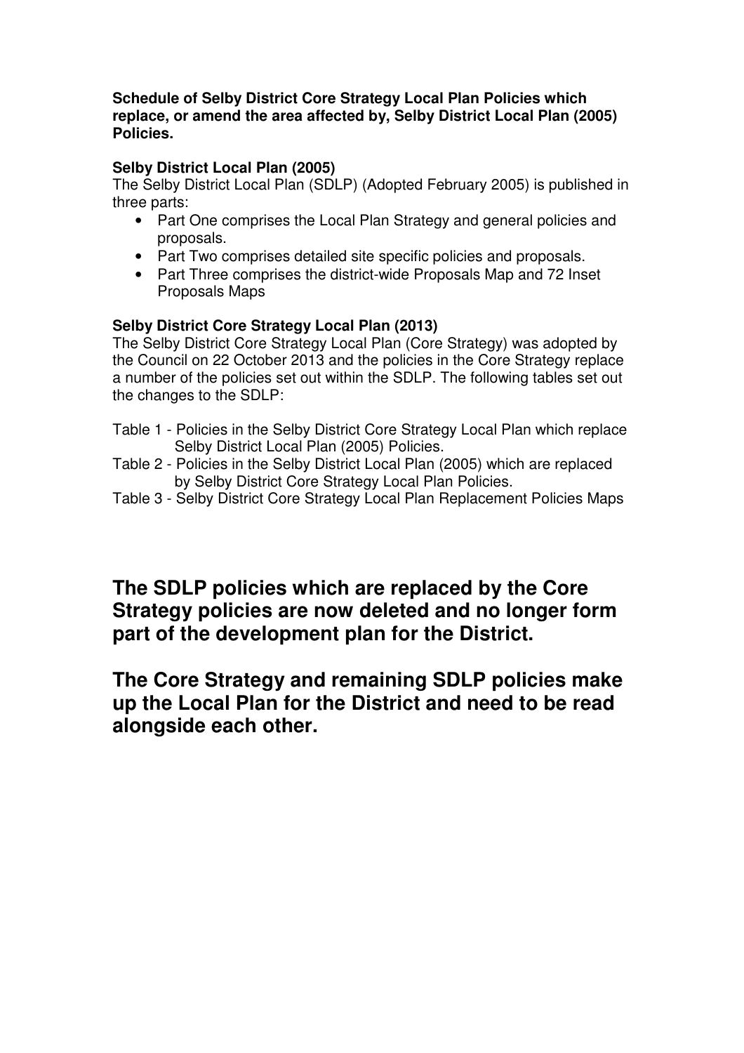**Schedule of Selby District Core Strategy Local Plan Policies which replace, or amend the area affected by, Selby District Local Plan (2005) Policies.**

**Selby District Local Plan (2005)**

The Selby District Local Plan (SDLP) (Adopted February 2005) is published in three parts:

- Part One comprises the Local Plan Strategy and general policies and proposals.
- Part Two comprises detailed site specific policies and proposals.
- Part Three comprises the district-wide Proposals Map and 72 Inset Proposals Maps

**Selby District Core Strategy Local Plan (2013)**

The Selby District Core Strategy Local Plan (Core Strategy) was adopted by the Council on 22 October 2013 and the policies in the Core Strategy replace a number of the policies set out within the SDLP. The following tables set out the changes to the SDLP:

Table 1 - Policies in the Selby District Core Strategy Local Plan which replace Selby District Local Plan (2005) Policies.

Table 2 - Policies in the Selby District Local Plan (2005) which are replaced by Selby District Core Strategy Local Plan Policies.

Table 3 - Selby District Core Strategy Local Plan Replacement Policies Maps

## The SDLP policies which are replaced by the Core Strategy policies are now deleted and no longer form part of the development plan for the District.

## The Core Strategy and remaining SDLP policies make up the Local Plan for the District and need to be read alongside each other.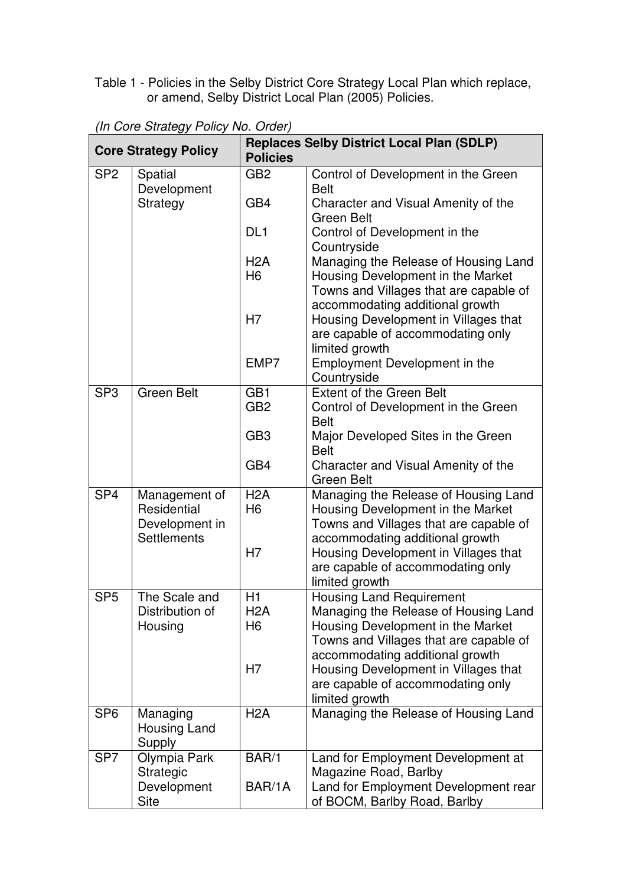Table 1 - Policies in the Selby District Core Strategy Local Plan which replace, or amend, Selby District Local Plan (2005) Policies.

*(In Core Strategy Policy No. Order)*

| Core Strategy Policy | | Replaces Selby District Local Plan (SDLP) Policies | |
|---|---|---|---|
| SP2 | Spatial Development Strategy | GB2 | Control of Development in the Green Belt |
| | | GB4 | Character and Visual Amenity of the Green Belt |
| | | DL1 | Control of Development in the Countryside |
| | | H2A | Managing the Release of Housing Land |
| | | H6 | Housing Development in the Market Towns and Villages that are capable of accommodating additional growth |
| | | H7 | Housing Development in Villages that are capable of accommodating only limited growth |
| | | EMP7 | Employment Development in the Countryside |
| SP3 | Green Belt | GB1 | Extent of the Green Belt |
| | | GB2 | Control of Development in the Green Belt |
| | | GB3 | Major Developed Sites in the Green Belt |
| | | GB4 | Character and Visual Amenity of the Green Belt |
| SP4 | Management of Residential Development in Settlements | H2A | Managing the Release of Housing Land |
| | | H6 | Housing Development in the Market Towns and Villages that are capable of accommodating additional growth |
| | | H7 | Housing Development in Villages that are capable of accommodating only limited growth |
| SP5 | The Scale and Distribution of Housing | H1 | Housing Land Requirement |
| | | H2A | Managing the Release of Housing Land |
| | | H6 | Housing Development in the Market Towns and Villages that are capable of accommodating additional growth |
| | | H7 | Housing Development in Villages that are capable of accommodating only limited growth |
| SP6 | Managing Housing Land Supply | H2A | Managing the Release of Housing Land |
| SP7 | Olympia Park Strategic Development Site | BAR/1 | Land for Employment Development at Magazine Road, Barlby |
| | | BAR/1A | Land for Employment Development rear of BOCM, Barlby Road, Barlby |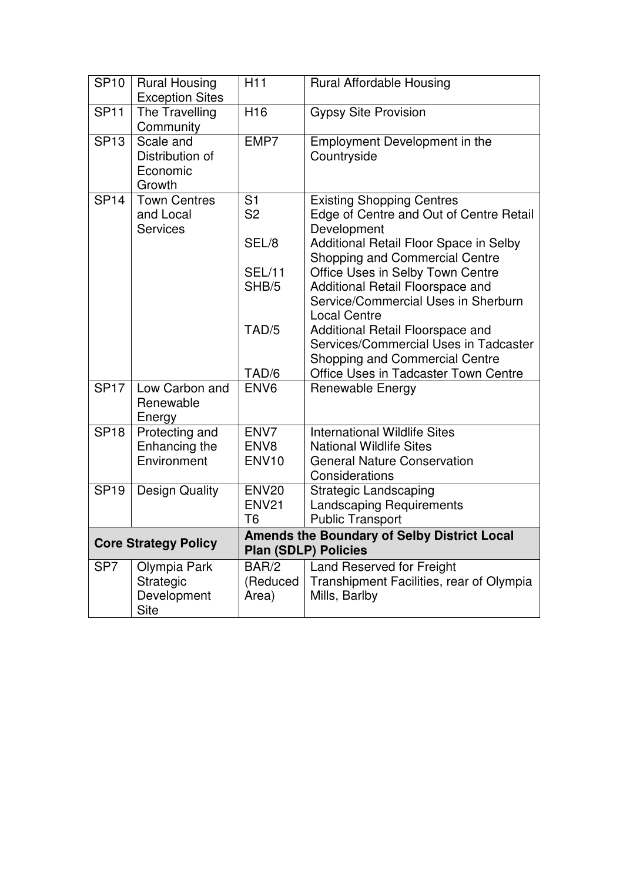| | | | |
|---|---|---|---|
| SP10 | Rural Housing Exception Sites | H11 | Rural Affordable Housing |
| SP11 | The Travelling Community | H16 | Gypsy Site Provision |
| SP13 | Scale and Distribution of Economic Growth | EMP7 | Employment Development in the Countryside |
| SP14 | Town Centres and Local Services | S1<br>S2<br><br>SEL/8<br><br>SEL/11<br>SHB/5<br><br><br>TAD/5<br><br><br>TAD/6 | Existing Shopping Centres<br>Edge of Centre and Out of Centre Retail Development<br>Additional Retail Floor Space in Selby Shopping and Commercial Centre<br>Office Uses in Selby Town Centre<br>Additional Retail Floorspace and Service/Commercial Uses in Sherburn Local Centre<br>Additional Retail Floorspace and Services/Commercial Uses in Tadcaster Shopping and Commercial Centre<br>Office Uses in Tadcaster Town Centre |
| SP17 | Low Carbon and Renewable Energy | ENV6 | Renewable Energy |
| SP18 | Protecting and Enhancing the Environment | ENV7<br>ENV8<br>ENV10 | International Wildlife Sites<br>National Wildlife Sites<br>General Nature Conservation Considerations |
| SP19 | Design Quality | ENV20<br>ENV21<br>T6 | Strategic Landscaping<br>Landscaping Requirements<br>Public Transport |
| **Core Strategy Policy** | | **Amends the Boundary of Selby District Local Plan (SDLP) Policies** | |
| SP7 | Olympia Park Strategic Development Site | BAR/2 (Reduced Area) | Land Reserved for Freight Transhipment Facilities, rear of Olympia Mills, Barlby |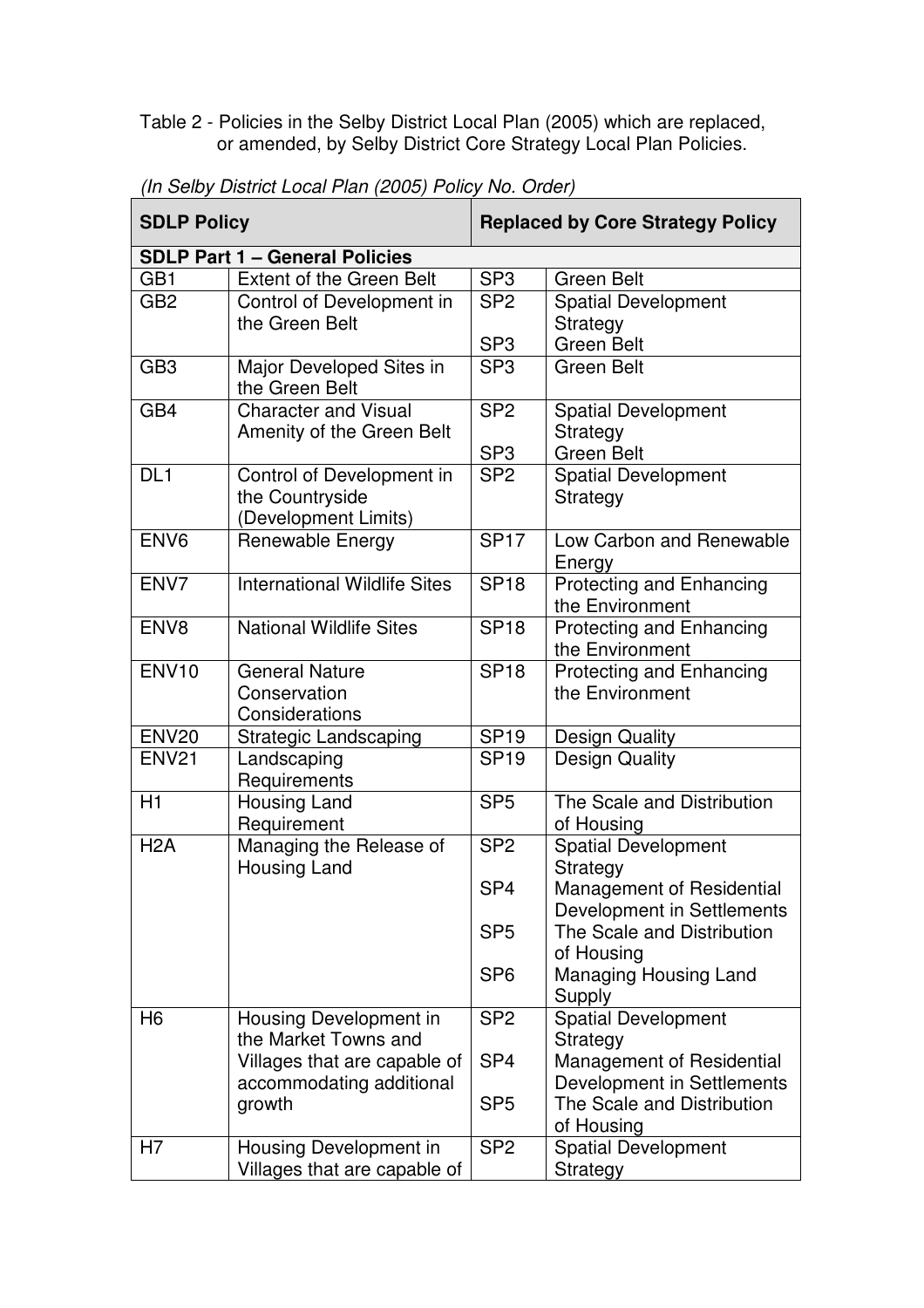Table 2 - Policies in the Selby District Local Plan (2005) which are replaced, or amended, by Selby District Core Strategy Local Plan Policies.

*(In Selby District Local Plan (2005) Policy No. Order)*

| **SDLP Policy** | | **Replaced by Core Strategy Policy** | |
|---|---|---|---|
| **SDLP Part 1 – General Policies** | | | |
| GB1 | Extent of the Green Belt | SP3 | Green Belt |
| GB2 | Control of Development in the Green Belt | SP2<br><br>SP3 | Spatial Development Strategy<br>Green Belt |
| GB3 | Major Developed Sites in the Green Belt | SP3 | Green Belt |
| GB4 | Character and Visual Amenity of the Green Belt | SP2<br><br>SP3 | Spatial Development Strategy<br>Green Belt |
| DL1 | Control of Development in the Countryside (Development Limits) | SP2 | Spatial Development Strategy |
| ENV6 | Renewable Energy | SP17 | Low Carbon and Renewable Energy |
| ENV7 | International Wildlife Sites | SP18 | Protecting and Enhancing the Environment |
| ENV8 | National Wildlife Sites | SP18 | Protecting and Enhancing the Environment |
| ENV10 | General Nature Conservation Considerations | SP18 | Protecting and Enhancing the Environment |
| ENV20 | Strategic Landscaping | SP19 | Design Quality |
| ENV21 | Landscaping Requirements | SP19 | Design Quality |
| H1 | Housing Land Requirement | SP5 | The Scale and Distribution of Housing |
| H2A | Managing the Release of Housing Land | SP2<br><br>SP4<br><br>SP5<br><br>SP6 | Spatial Development Strategy<br>Management of Residential Development in Settlements<br>The Scale and Distribution of Housing<br>Managing Housing Land Supply |
| H6 | Housing Development in the Market Towns and Villages that are capable of accommodating additional growth | SP2<br><br>SP4<br><br>SP5 | Spatial Development Strategy<br>Management of Residential Development in Settlements<br>The Scale and Distribution of Housing |
| H7 | Housing Development in Villages that are capable of | SP2 | Spatial Development Strategy |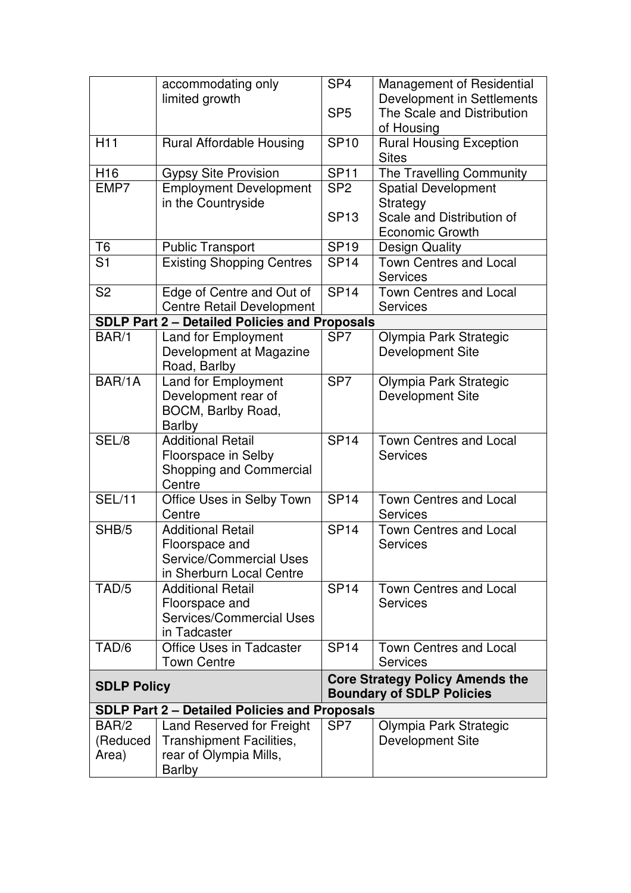| | | | |
|---|---|---|---|
| | accommodating only limited growth | SP4<br><br>SP5 | Management of Residential Development in Settlements<br>The Scale and Distribution of Housing |
| H11 | Rural Affordable Housing | SP10 | Rural Housing Exception Sites |
| H16 | Gypsy Site Provision | SP11 | The Travelling Community |
| EMP7 | Employment Development in the Countryside | SP2<br><br>SP13 | Spatial Development Strategy<br>Scale and Distribution of Economic Growth |
| T6 | Public Transport | SP19 | Design Quality |
| S1 | Existing Shopping Centres | SP14 | Town Centres and Local Services |
| S2 | Edge of Centre and Out of Centre Retail Development | SP14 | Town Centres and Local Services |
| **SDLP Part 2 – Detailed Policies and Proposals** | | | |
| BAR/1 | Land for Employment Development at Magazine Road, Barlby | SP7 | Olympia Park Strategic Development Site |
| BAR/1A | Land for Employment Development rear of BOCM, Barlby Road, Barlby | SP7 | Olympia Park Strategic Development Site |
| SEL/8 | Additional Retail Floorspace in Selby Shopping and Commercial Centre | SP14 | Town Centres and Local Services |
| SEL/11 | Office Uses in Selby Town Centre | SP14 | Town Centres and Local Services |
| SHB/5 | Additional Retail Floorspace and Service/Commercial Uses in Sherburn Local Centre | SP14 | Town Centres and Local Services |
| TAD/5 | Additional Retail Floorspace and Services/Commercial Uses in Tadcaster | SP14 | Town Centres and Local Services |
| TAD/6 | Office Uses in Tadcaster Town Centre | SP14 | Town Centres and Local Services |
| **SDLP Policy** | | **Core Strategy Policy Amends the Boundary of SDLP Policies** | |
| **SDLP Part 2 – Detailed Policies and Proposals** | | | |
| BAR/2 (Reduced Area) | Land Reserved for Freight Transhipment Facilities, rear of Olympia Mills, Barlby | SP7 | Olympia Park Strategic Development Site |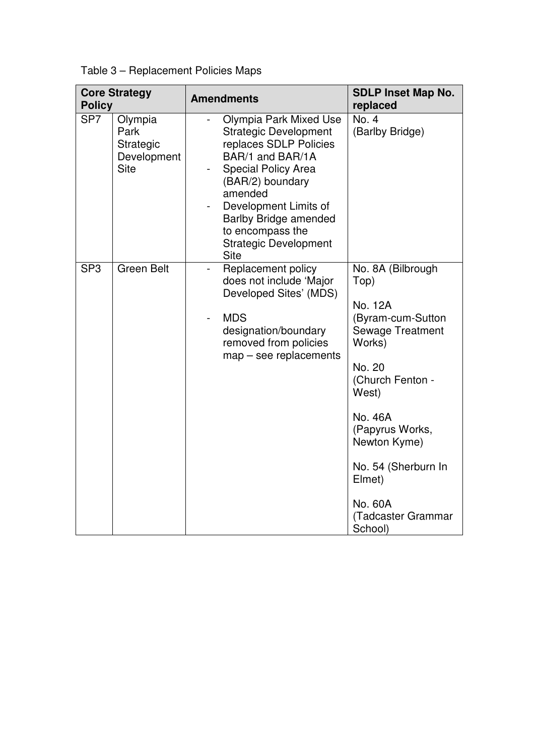Table 3 – Replacement Policies Maps

| Core Strategy Policy | | Amendments | SDLP Inset Map No. replaced |
|---|---|---|---|
| SP7 | Olympia Park Strategic Development Site | - Olympia Park Mixed Use Strategic Development replaces SDLP Policies BAR/1 and BAR/1A<br>- Special Policy Area (BAR/2) boundary amended<br>- Development Limits of Barlby Bridge amended to encompass the Strategic Development Site | No. 4 (Barlby Bridge) |
| SP3 | Green Belt | - Replacement policy does not include 'Major Developed Sites' (MDS)<br>- MDS designation/boundary removed from policies map – see replacements | No. 8A (Bilbrough Top)<br><br>No. 12A (Byram-cum-Sutton Sewage Treatment Works)<br><br>No. 20 (Church Fenton - West)<br><br>No. 46A (Papyrus Works, Newton Kyme)<br><br>No. 54 (Sherburn In Elmet)<br><br>No. 60A (Tadcaster Grammar School) |